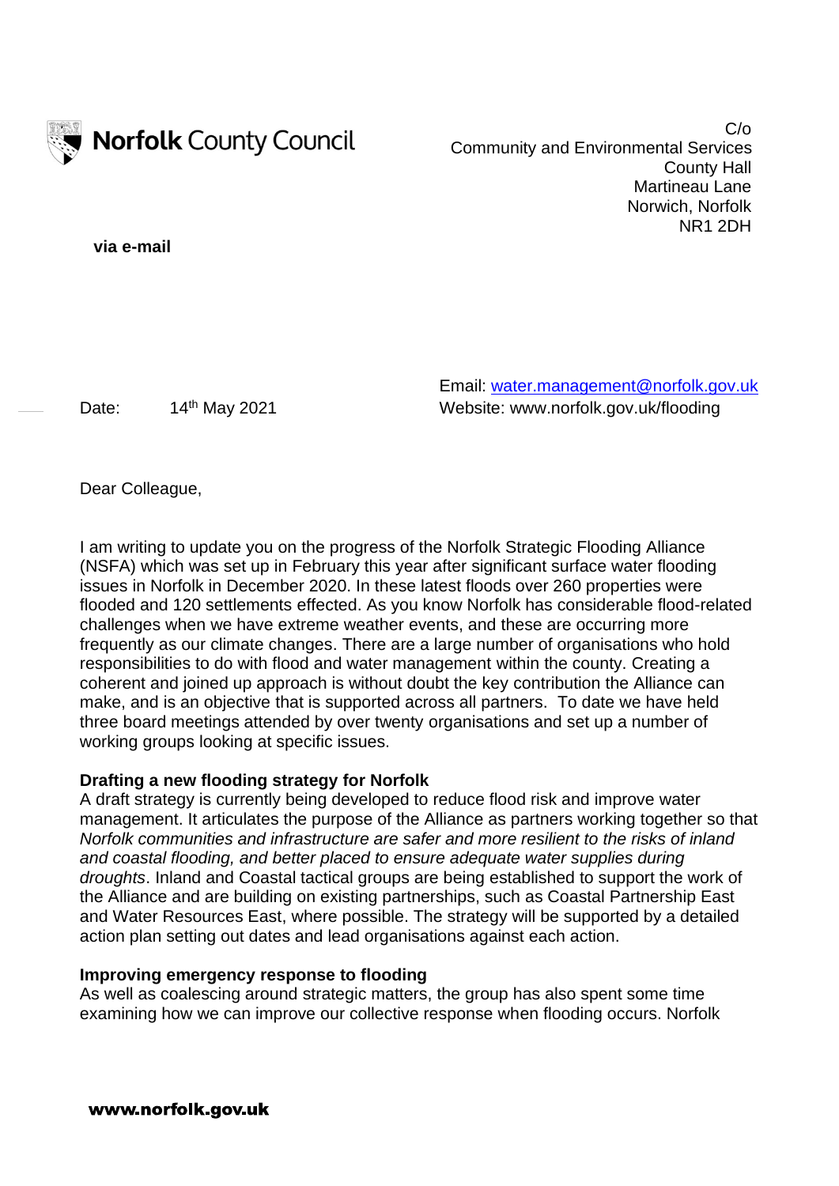Norfolk County Council

C/o
Community and Environmental Services
County Hall
Martineau Lane
Norwich, Norfolk
NR1 2DH

**via e-mail**

Email: water.management@norfolk.gov.uk
Website: www.norfolk.gov.uk/flooding

Date: 14th May 2021

Dear Colleague,

I am writing to update you on the progress of the Norfolk Strategic Flooding Alliance (NSFA) which was set up in February this year after significant surface water flooding issues in Norfolk in December 2020. In these latest floods over 260 properties were flooded and 120 settlements effected. As you know Norfolk has considerable flood-related challenges when we have extreme weather events, and these are occurring more frequently as our climate changes. There are a large number of organisations who hold responsibilities to do with flood and water management within the county. Creating a coherent and joined up approach is without doubt the key contribution the Alliance can make, and is an objective that is supported across all partners. To date we have held three board meetings attended by over twenty organisations and set up a number of working groups looking at specific issues.

**Drafting a new flooding strategy for Norfolk**

A draft strategy is currently being developed to reduce flood risk and improve water management. It articulates the purpose of the Alliance as partners working together so that *Norfolk communities and infrastructure are safer and more resilient to the risks of inland and coastal flooding, and better placed to ensure adequate water supplies during droughts*. Inland and Coastal tactical groups are being established to support the work of the Alliance and are building on existing partnerships, such as Coastal Partnership East and Water Resources East, where possible. The strategy will be supported by a detailed action plan setting out dates and lead organisations against each action.

**Improving emergency response to flooding**

As well as coalescing around strategic matters, the group has also spent some time examining how we can improve our collective response when flooding occurs. Norfolk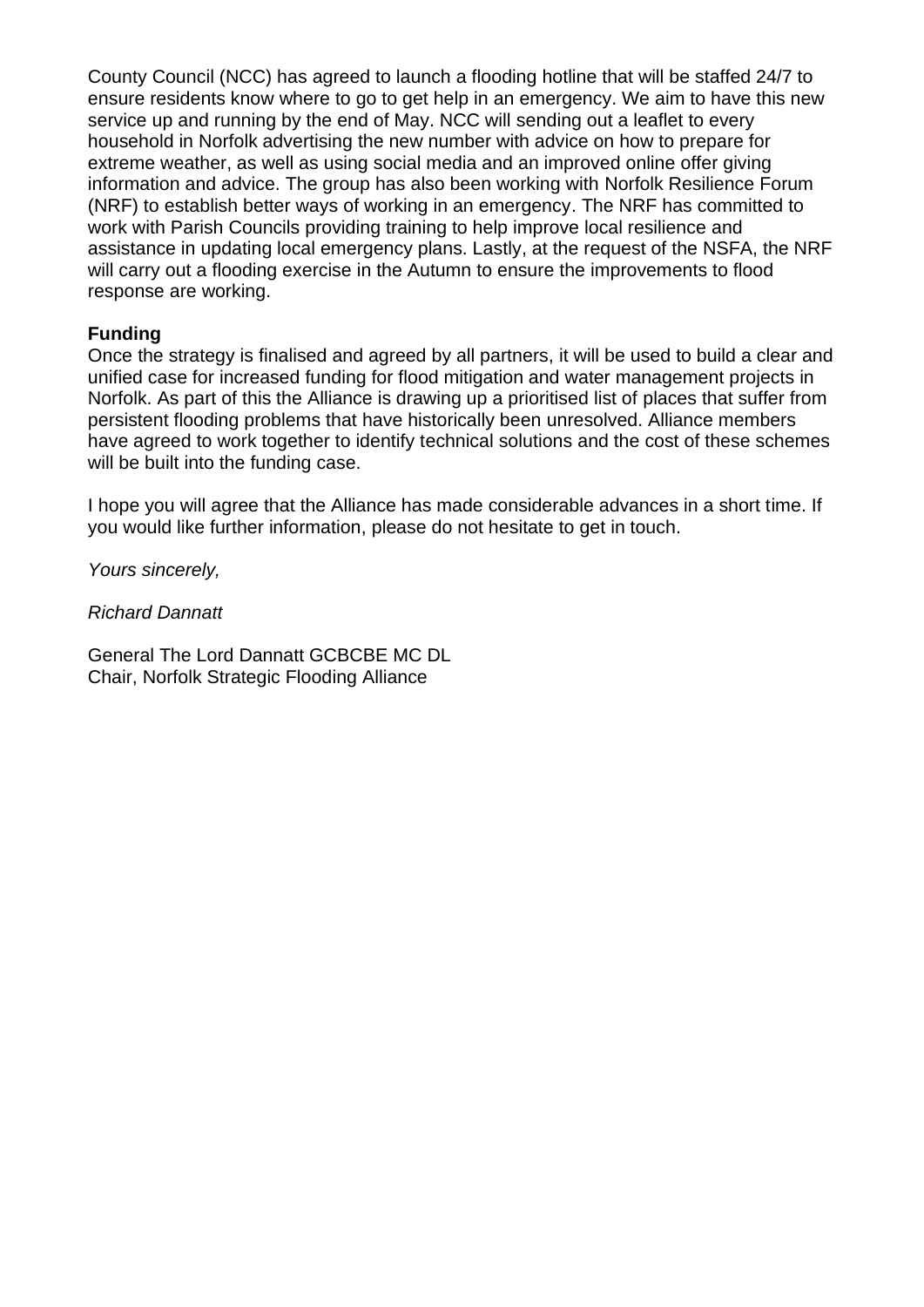County Council (NCC) has agreed to launch a flooding hotline that will be staffed 24/7 to ensure residents know where to go to get help in an emergency. We aim to have this new service up and running by the end of May. NCC will sending out a leaflet to every household in Norfolk advertising the new number with advice on how to prepare for extreme weather, as well as using social media and an improved online offer giving information and advice. The group has also been working with Norfolk Resilience Forum (NRF) to establish better ways of working in an emergency. The NRF has committed to work with Parish Councils providing training to help improve local resilience and assistance in updating local emergency plans. Lastly, at the request of the NSFA, the NRF will carry out a flooding exercise in the Autumn to ensure the improvements to flood response are working.

**Funding**
Once the strategy is finalised and agreed by all partners, it will be used to build a clear and unified case for increased funding for flood mitigation and water management projects in Norfolk. As part of this the Alliance is drawing up a prioritised list of places that suffer from persistent flooding problems that have historically been unresolved. Alliance members have agreed to work together to identify technical solutions and the cost of these schemes will be built into the funding case.

I hope you will agree that the Alliance has made considerable advances in a short time. If you would like further information, please do not hesitate to get in touch.

*Yours sincerely,*

*Richard Dannatt*

General The Lord Dannatt GCBCBE MC DL
Chair, Norfolk Strategic Flooding Alliance